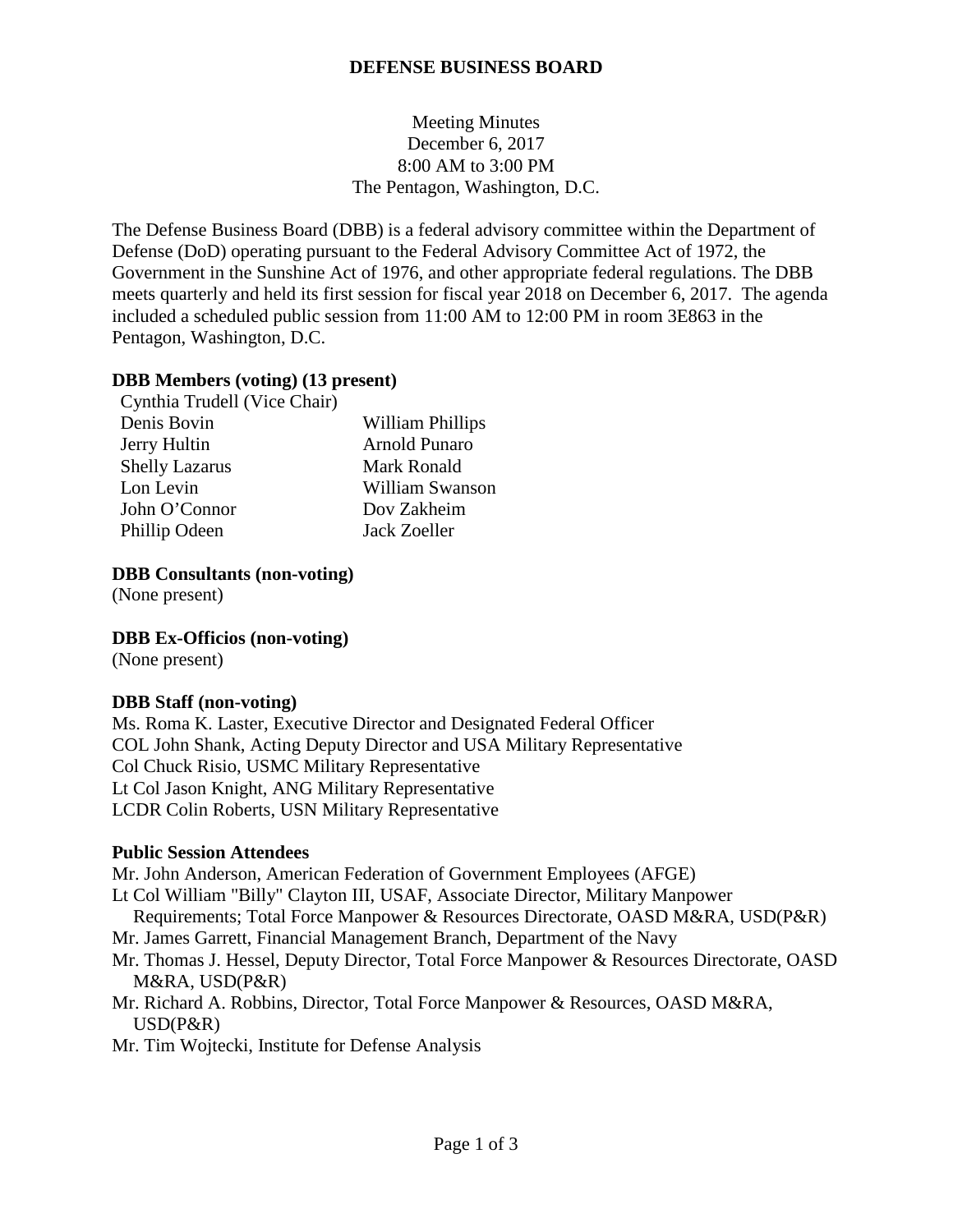# DEFENSE BUSINESS BOARD

Meeting Minutes
December 6, 2017
8:00 AM to 3:00 PM
The Pentagon, Washington, D.C.

The Defense Business Board (DBB) is a federal advisory committee within the Department of Defense (DoD) operating pursuant to the Federal Advisory Committee Act of 1972, the Government in the Sunshine Act of 1976, and other appropriate federal regulations. The DBB meets quarterly and held its first session for fiscal year 2018 on December 6, 2017. The agenda included a scheduled public session from 11:00 AM to 12:00 PM in room 3E863 in the Pentagon, Washington, D.C.

**DBB Members (voting) (13 present)**

Cynthia Trudell (Vice Chair)
Denis Bovin
Jerry Hultin
Shelly Lazarus
Lon Levin
John O'Connor
Phillip Odeen
William Phillips
Arnold Punaro
Mark Ronald
William Swanson
Dov Zakheim
Jack Zoeller

**DBB Consultants (non-voting)**
(None present)

**DBB Ex-Officios (non-voting)**
(None present)

**DBB Staff (non-voting)**
Ms. Roma K. Laster, Executive Director and Designated Federal Officer
COL John Shank, Acting Deputy Director and USA Military Representative
Col Chuck Risio, USMC Military Representative
Lt Col Jason Knight, ANG Military Representative
LCDR Colin Roberts, USN Military Representative

**Public Session Attendees**
Mr. John Anderson, American Federation of Government Employees (AFGE)
Lt Col William "Billy" Clayton III, USAF, Associate Director, Military Manpower Requirements; Total Force Manpower & Resources Directorate, OASD M&RA, USD(P&R)
Mr. James Garrett, Financial Management Branch, Department of the Navy
Mr. Thomas J. Hessel, Deputy Director, Total Force Manpower & Resources Directorate, OASD M&RA, USD(P&R)
Mr. Richard A. Robbins, Director, Total Force Manpower & Resources, OASD M&RA, USD(P&R)
Mr. Tim Wojtecki, Institute for Defense Analysis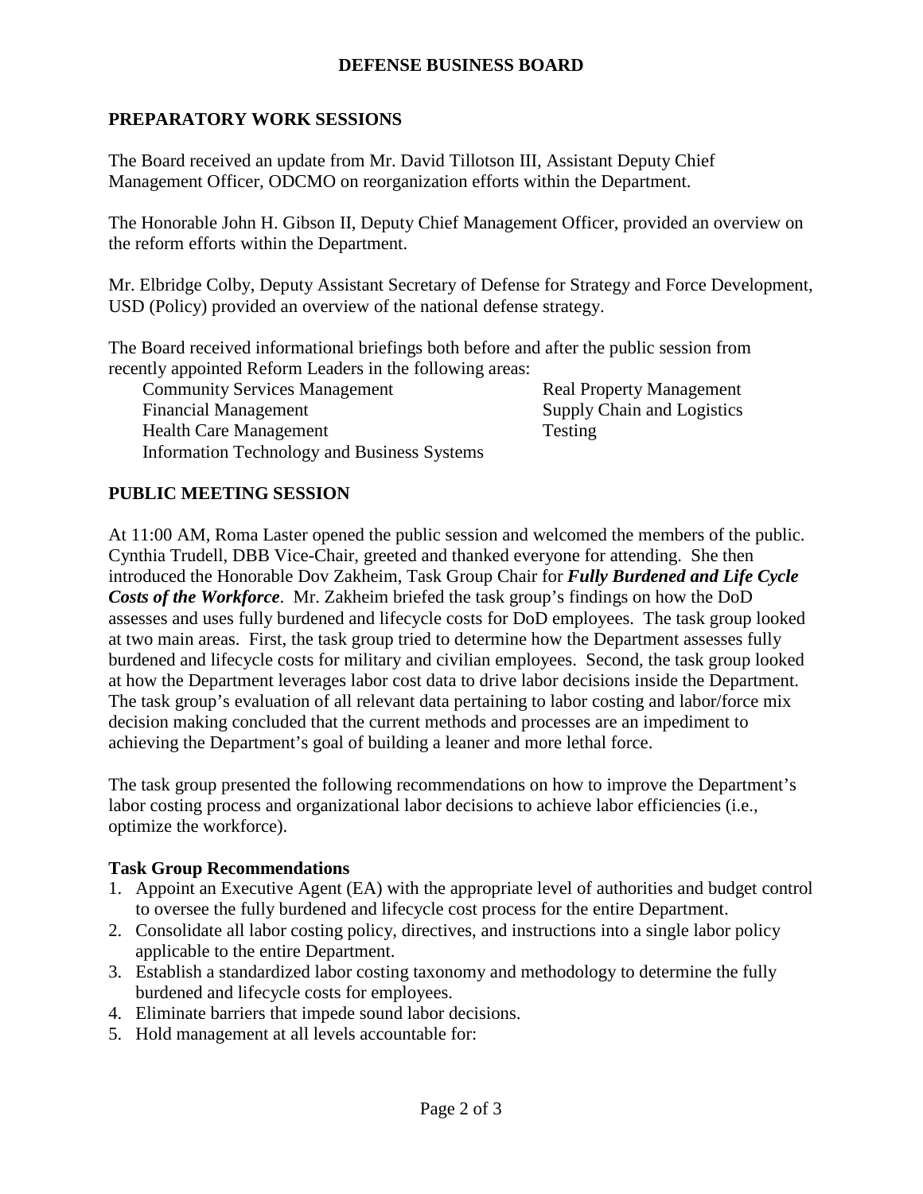DEFENSE BUSINESS BOARD

## PREPARATORY WORK SESSIONS

The Board received an update from Mr. David Tillotson III, Assistant Deputy Chief Management Officer, ODCMO on reorganization efforts within the Department.

The Honorable John H. Gibson II, Deputy Chief Management Officer, provided an overview on the reform efforts within the Department.

Mr. Elbridge Colby, Deputy Assistant Secretary of Defense for Strategy and Force Development, USD (Policy) provided an overview of the national defense strategy.

The Board received informational briefings both before and after the public session from recently appointed Reform Leaders in the following areas:

- Community Services Management
- Financial Management
- Health Care Management
- Information Technology and Business Systems
- Real Property Management
- Supply Chain and Logistics
- Testing

## PUBLIC MEETING SESSION

At 11:00 AM, Roma Laster opened the public session and welcomed the members of the public. Cynthia Trudell, DBB Vice-Chair, greeted and thanked everyone for attending. She then introduced the Honorable Dov Zakheim, Task Group Chair for ***Fully Burdened and Life Cycle Costs of the Workforce***. Mr. Zakheim briefed the task group's findings on how the DoD assesses and uses fully burdened and lifecycle costs for DoD employees. The task group looked at two main areas. First, the task group tried to determine how the Department assesses fully burdened and lifecycle costs for military and civilian employees. Second, the task group looked at how the Department leverages labor cost data to drive labor decisions inside the Department. The task group's evaluation of all relevant data pertaining to labor costing and labor/force mix decision making concluded that the current methods and processes are an impediment to achieving the Department's goal of building a leaner and more lethal force.

The task group presented the following recommendations on how to improve the Department's labor costing process and organizational labor decisions to achieve labor efficiencies (i.e., optimize the workforce).

### Task Group Recommendations

1. Appoint an Executive Agent (EA) with the appropriate level of authorities and budget control to oversee the fully burdened and lifecycle cost process for the entire Department.
2. Consolidate all labor costing policy, directives, and instructions into a single labor policy applicable to the entire Department.
3. Establish a standardized labor costing taxonomy and methodology to determine the fully burdened and lifecycle costs for employees.
4. Eliminate barriers that impede sound labor decisions.
5. Hold management at all levels accountable for: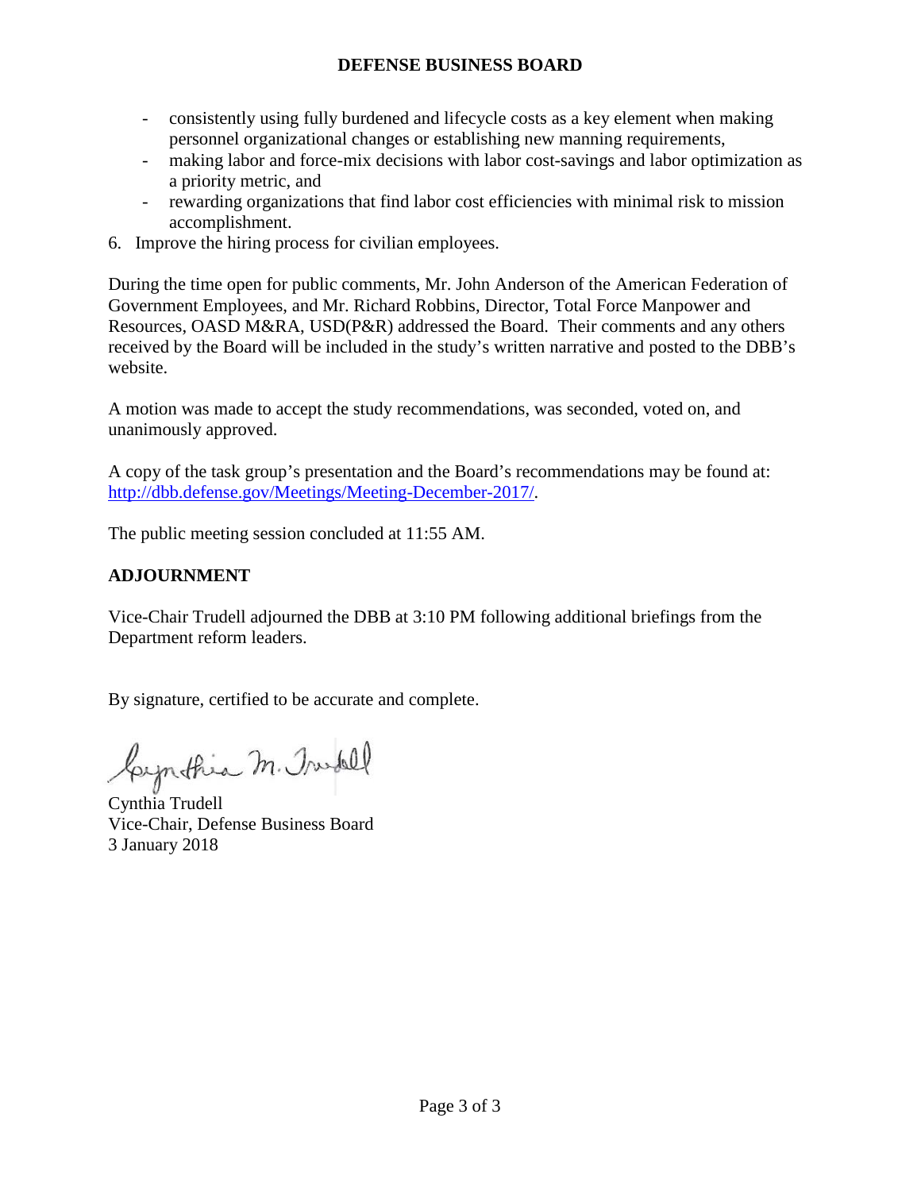- consistently using fully burdened and lifecycle costs as a key element when making personnel organizational changes or establishing new manning requirements,
- making labor and force-mix decisions with labor cost-savings and labor optimization as a priority metric, and
- rewarding organizations that find labor cost efficiencies with minimal risk to mission accomplishment.

6. Improve the hiring process for civilian employees.

During the time open for public comments, Mr. John Anderson of the American Federation of Government Employees, and Mr. Richard Robbins, Director, Total Force Manpower and Resources, OASD M&RA, USD(P&R) addressed the Board. Their comments and any others received by the Board will be included in the study's written narrative and posted to the DBB's website.

A motion was made to accept the study recommendations, was seconded, voted on, and unanimously approved.

A copy of the task group's presentation and the Board's recommendations may be found at: [http://dbb.defense.gov/Meetings/Meeting-December-2017/](http://dbb.defense.gov/Meetings/Meeting-December-2017/).

The public meeting session concluded at 11:55 AM.

## ADJOURNMENT

Vice-Chair Trudell adjourned the DBB at 3:10 PM following additional briefings from the Department reform leaders.

By signature, certified to be accurate and complete.

Cynthia M. Trudell

Cynthia Trudell
Vice-Chair, Defense Business Board
3 January 2018